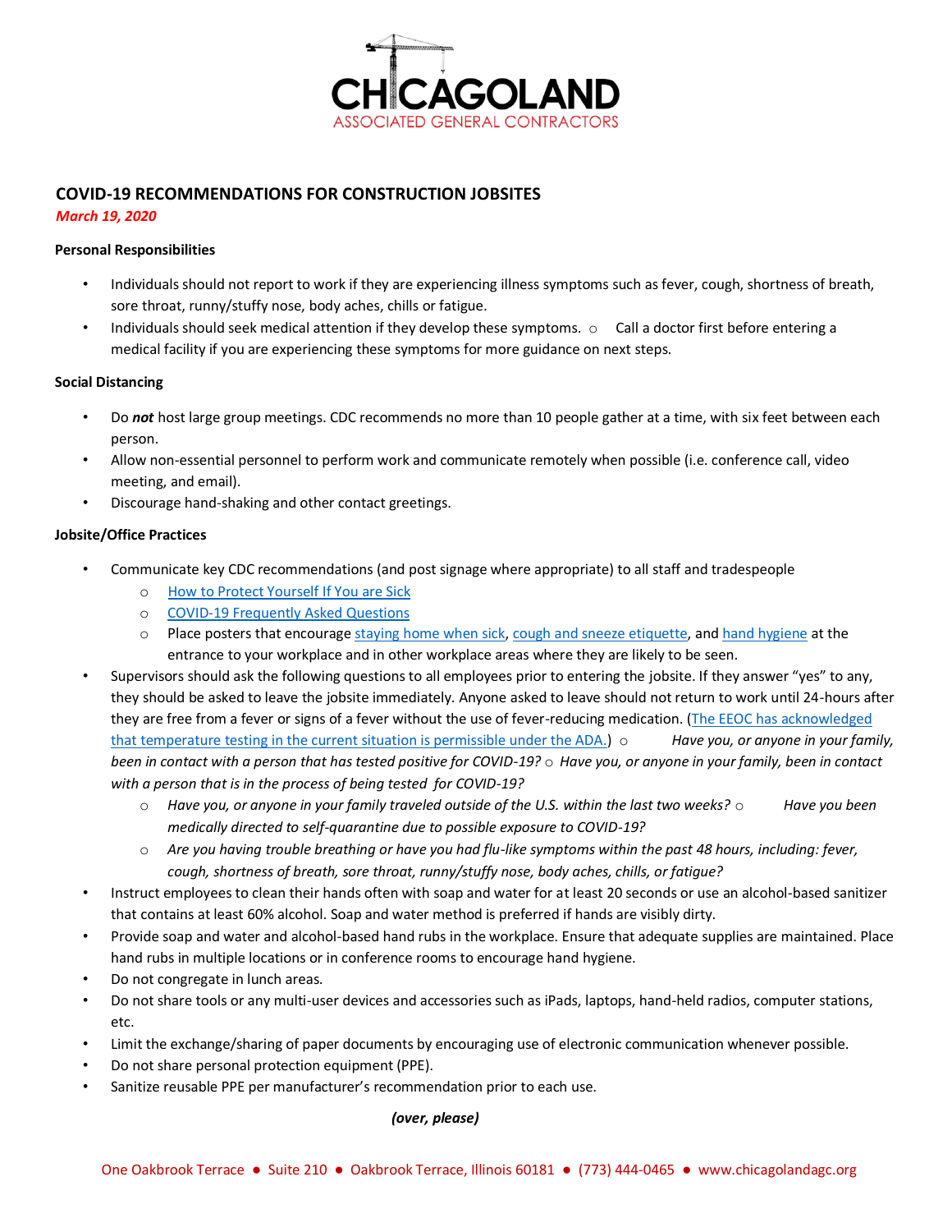# CHICAGOLAND

ASSOCIATED GENERAL CONTRACTORS

## COVID-19 RECOMMENDATIONS FOR CONSTRUCTION JOBSITES

*March 19, 2020*

### Personal Responsibilities

- Individuals should not report to work if they are experiencing illness symptoms such as fever, cough, shortness of breath, sore throat, runny/stuffy nose, body aches, chills or fatigue.
- Individuals should seek medical attention if they develop these symptoms.
  - Call a doctor first before entering a medical facility if you are experiencing these symptoms for more guidance on next steps.

### Social Distancing

- Do ***not*** host large group meetings. CDC recommends no more than 10 people gather at a time, with six feet between each person.
- Allow non-essential personnel to perform work and communicate remotely when possible (i.e. conference call, video meeting, and email).
- Discourage hand-shaking and other contact greetings.

### Jobsite/Office Practices

- Communicate key CDC recommendations (and post signage where appropriate) to all staff and tradespeople
  - How to Protect Yourself If You are Sick
  - COVID-19 Frequently Asked Questions
  - Place posters that encourage staying home when sick, cough and sneeze etiquette, and hand hygiene at the entrance to your workplace and in other workplace areas where they are likely to be seen.
- Supervisors should ask the following questions to all employees prior to entering the jobsite. If they answer "yes" to any, they should be asked to leave the jobsite immediately. Anyone asked to leave should not return to work until 24-hours after they are free from a fever or signs of a fever without the use of fever-reducing medication. (The EEOC has acknowledged that temperature testing in the current situation is permissible under the ADA.)
  - *Have you, or anyone in your family, been in contact with a person that has tested positive for COVID-19?*
  - *Have you, or anyone in your family, been in contact with a person that is in the process of being tested for COVID-19?*
  - *Have you, or anyone in your family traveled outside of the U.S. within the last two weeks?*
  - *Have you been medically directed to self-quarantine due to possible exposure to COVID-19?*
  - *Are you having trouble breathing or have you had flu-like symptoms within the past 48 hours, including: fever, cough, shortness of breath, sore throat, runny/stuffy nose, body aches, chills, or fatigue?*
- Instruct employees to clean their hands often with soap and water for at least 20 seconds or use an alcohol-based sanitizer that contains at least 60% alcohol. Soap and water method is preferred if hands are visibly dirty.
- Provide soap and water and alcohol-based hand rubs in the workplace. Ensure that adequate supplies are maintained. Place hand rubs in multiple locations or in conference rooms to encourage hand hygiene.
- Do not congregate in lunch areas.
- Do not share tools or any multi-user devices and accessories such as iPads, laptops, hand-held radios, computer stations, etc.
- Limit the exchange/sharing of paper documents by encouraging use of electronic communication whenever possible.
- Do not share personal protection equipment (PPE).
- Sanitize reusable PPE per manufacturer's recommendation prior to each use.

***(over, please)***

One Oakbrook Terrace ● Suite 210 ● Oakbrook Terrace, Illinois 60181 ● (773) 444-0465 ● www.chicagolandagc.org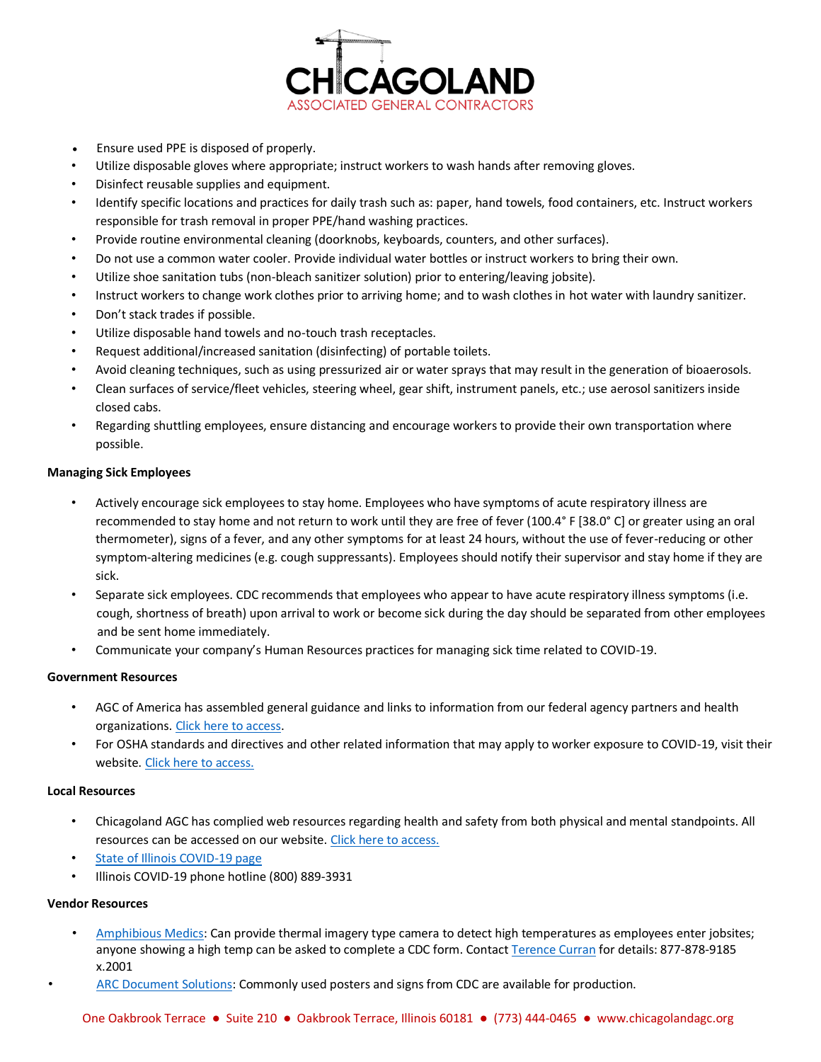- Ensure used PPE is disposed of properly.
- Utilize disposable gloves where appropriate; instruct workers to wash hands after removing gloves.
- Disinfect reusable supplies and equipment.
- Identify specific locations and practices for daily trash such as: paper, hand towels, food containers, etc. Instruct workers responsible for trash removal in proper PPE/hand washing practices.
- Provide routine environmental cleaning (doorknobs, keyboards, counters, and other surfaces).
- Do not use a common water cooler. Provide individual water bottles or instruct workers to bring their own.
- Utilize shoe sanitation tubs (non-bleach sanitizer solution) prior to entering/leaving jobsite).
- Instruct workers to change work clothes prior to arriving home; and to wash clothes in hot water with laundry sanitizer.
- Don't stack trades if possible.
- Utilize disposable hand towels and no-touch trash receptacles.
- Request additional/increased sanitation (disinfecting) of portable toilets.
- Avoid cleaning techniques, such as using pressurized air or water sprays that may result in the generation of bioaerosols.
- Clean surfaces of service/fleet vehicles, steering wheel, gear shift, instrument panels, etc.; use aerosol sanitizers inside closed cabs.
- Regarding shuttling employees, ensure distancing and encourage workers to provide their own transportation where possible.

**Managing Sick Employees**

- Actively encourage sick employees to stay home. Employees who have symptoms of acute respiratory illness are recommended to stay home and not return to work until they are free of fever (100.4° F [38.0° C] or greater using an oral thermometer), signs of a fever, and any other symptoms for at least 24 hours, without the use of fever-reducing or other symptom-altering medicines (e.g. cough suppressants). Employees should notify their supervisor and stay home if they are sick.
- Separate sick employees. CDC recommends that employees who appear to have acute respiratory illness symptoms (i.e. cough, shortness of breath) upon arrival to work or become sick during the day should be separated from other employees and be sent home immediately.
- Communicate your company's Human Resources practices for managing sick time related to COVID-19.

**Government Resources**

- AGC of America has assembled general guidance and links to information from our federal agency partners and health organizations. Click here to access.
- For OSHA standards and directives and other related information that may apply to worker exposure to COVID-19, visit their website. Click here to access.

**Local Resources**

- Chicagoland AGC has complied web resources regarding health and safety from both physical and mental standpoints. All resources can be accessed on our website. Click here to access.
- State of Illinois COVID-19 page
- Illinois COVID-19 phone hotline (800) 889-3931

**Vendor Resources**

- Amphibious Medics: Can provide thermal imagery type camera to detect high temperatures as employees enter jobsites; anyone showing a high temp can be asked to complete a CDC form. Contact Terence Curran for details: 877-878-9185 x.2001
- ARC Document Solutions: Commonly used posters and signs from CDC are available for production.